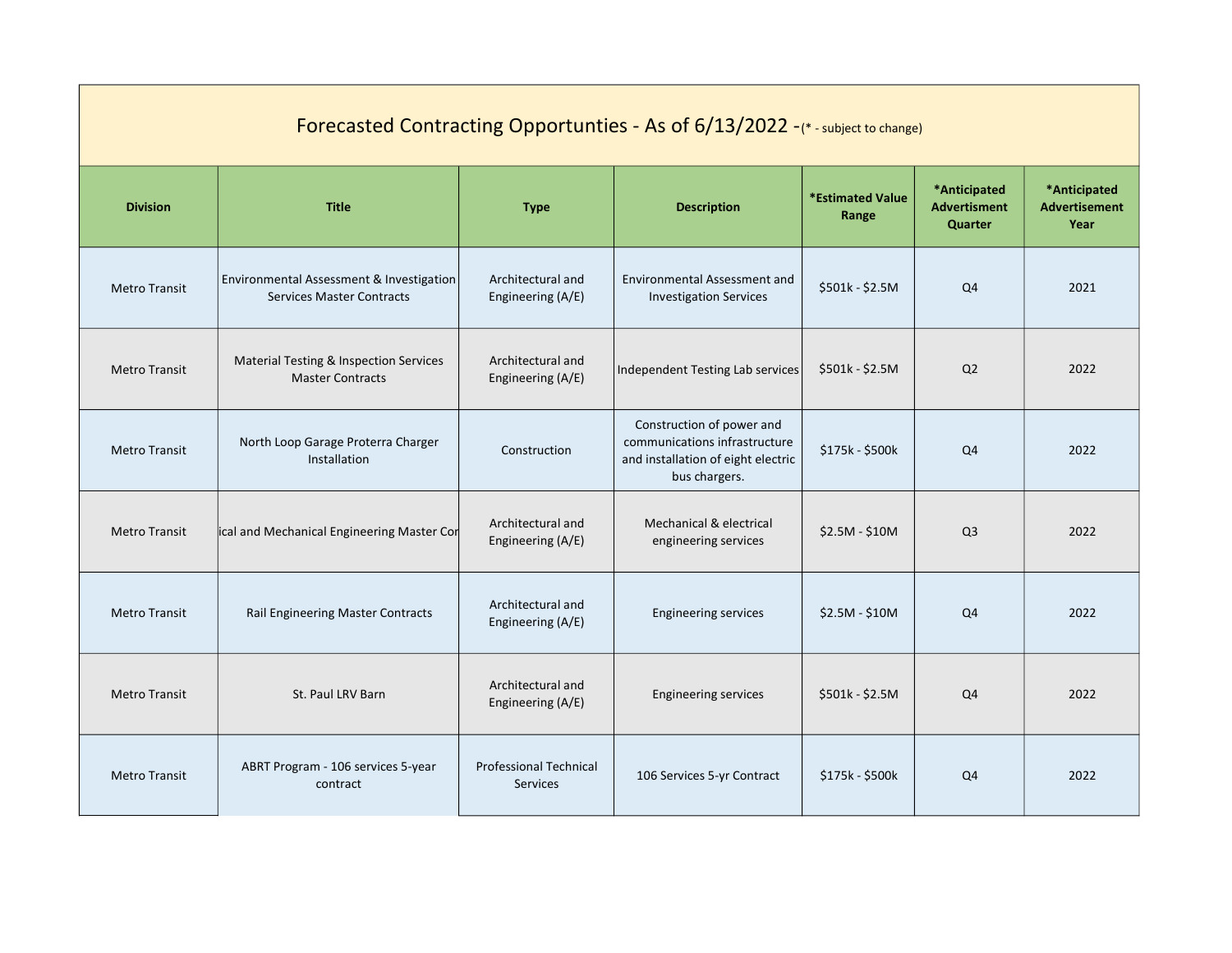# Forecasted Contracting Opportunties - As of 6/13/2022 -(* - subject to change)

| Division | Title | Type | Description | *Estimated Value Range | *Anticipated Advertisment Quarter | *Anticipated Advertisement Year |
|---|---|---|---|---|---|---|
| Metro Transit | Environmental Assessment & Investigation Services Master Contracts | Architectural and Engineering (A/E) | Environmental Assessment and Investigation Services | $501k - $2.5M | Q4 | 2021 |
| Metro Transit | Material Testing & Inspection Services Master Contracts | Architectural and Engineering (A/E) | Independent Testing Lab services | $501k - $2.5M | Q2 | 2022 |
| Metro Transit | North Loop Garage Proterra Charger Installation | Construction | Construction of power and communications infrastructure and installation of eight electric bus chargers. | $175k - $500k | Q4 | 2022 |
| Metro Transit | ical and Mechanical Engineering Master Cor | Architectural and Engineering (A/E) | Mechanical & electrical engineering services | $2.5M - $10M | Q3 | 2022 |
| Metro Transit | Rail Engineering Master Contracts | Architectural and Engineering (A/E) | Engineering services | $2.5M - $10M | Q4 | 2022 |
| Metro Transit | St. Paul LRV Barn | Architectural and Engineering (A/E) | Engineering services | $501k - $2.5M | Q4 | 2022 |
| Metro Transit | ABRT Program - 106 services 5-year contract | Professional Technical Services | 106 Services 5-yr Contract | $175k - $500k | Q4 | 2022 |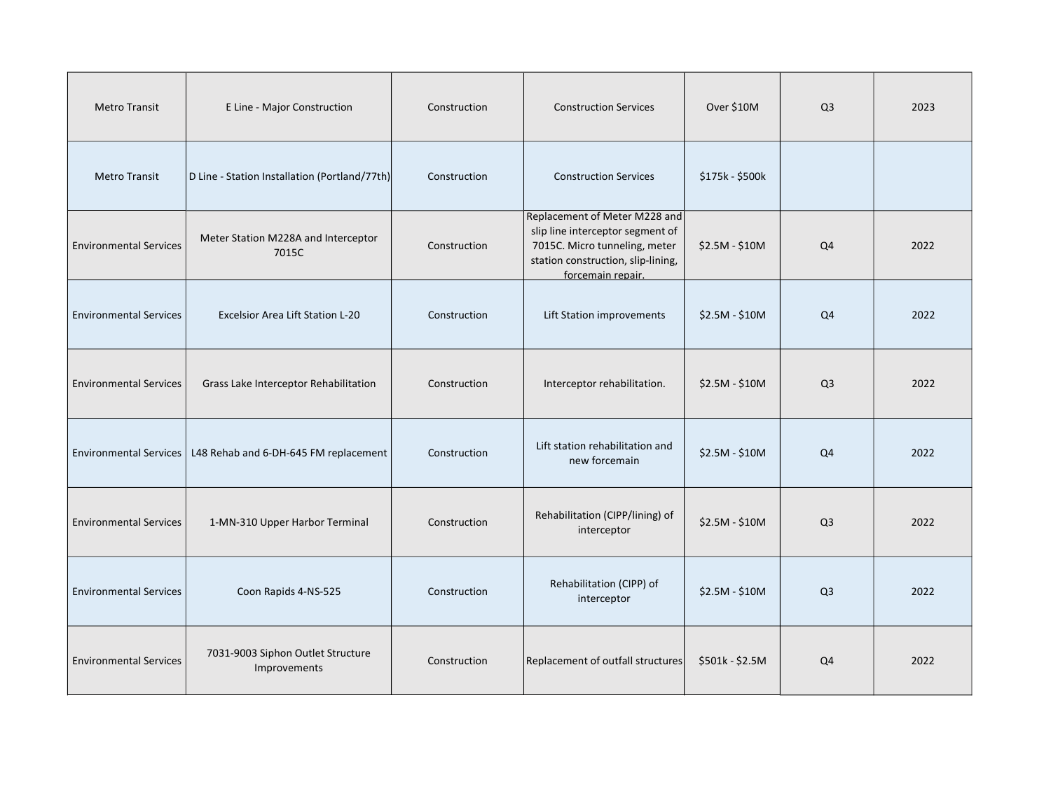| | | | | | | |
|---|---|---|---|---|---|---|
| Metro Transit | E Line - Major Construction | Construction | Construction Services | Over $10M | Q3 | 2023 |
| Metro Transit | D Line - Station Installation (Portland/77th) | Construction | Construction Services | $175k - $500k | | |
| Environmental Services | Meter Station M228A and Interceptor 7015C | Construction | Replacement of Meter M228 and slip line interceptor segment of 7015C. Micro tunneling, meter station construction, slip-lining, forcemain repair. | $2.5M - $10M | Q4 | 2022 |
| Environmental Services | Excelsior Area Lift Station L-20 | Construction | Lift Station improvements | $2.5M - $10M | Q4 | 2022 |
| Environmental Services | Grass Lake Interceptor Rehabilitation | Construction | Interceptor rehabilitation. | $2.5M - $10M | Q3 | 2022 |
| Environmental Services | L48 Rehab and 6-DH-645 FM replacement | Construction | Lift station rehabilitation and new forcemain | $2.5M - $10M | Q4 | 2022 |
| Environmental Services | 1-MN-310 Upper Harbor Terminal | Construction | Rehabilitation (CIPP/lining) of interceptor | $2.5M - $10M | Q3 | 2022 |
| Environmental Services | Coon Rapids 4-NS-525 | Construction | Rehabilitation (CIPP) of interceptor | $2.5M - $10M | Q3 | 2022 |
| Environmental Services | 7031-9003 Siphon Outlet Structure Improvements | Construction | Replacement of outfall structures | $501k - $2.5M | Q4 | 2022 |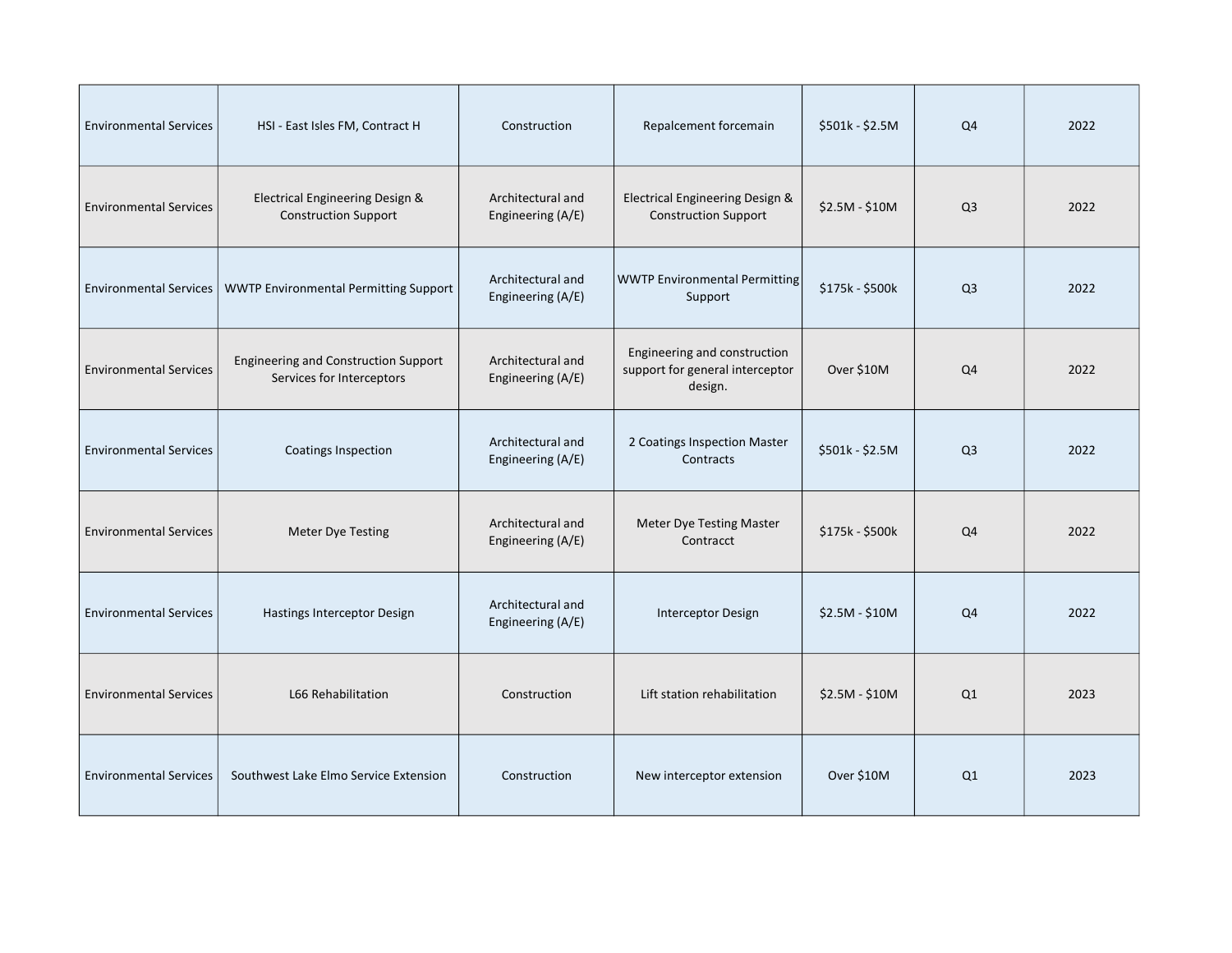| | | | | | | |
|---|---|---|---|---|---|---|
| Environmental Services | HSI - East Isles FM, Contract H | Construction | Repalcement forcemain | $501k - $2.5M | Q4 | 2022 |
| Environmental Services | Electrical Engineering Design & Construction Support | Architectural and Engineering (A/E) | Electrical Engineering Design & Construction Support | $2.5M - $10M | Q3 | 2022 |
| Environmental Services | WWTP Environmental Permitting Support | Architectural and Engineering (A/E) | WWTP Environmental Permitting Support | $175k - $500k | Q3 | 2022 |
| Environmental Services | Engineering and Construction Support Services for Interceptors | Architectural and Engineering (A/E) | Engineering and construction support for general interceptor design. | Over $10M | Q4 | 2022 |
| Environmental Services | Coatings Inspection | Architectural and Engineering (A/E) | 2 Coatings Inspection Master Contracts | $501k - $2.5M | Q3 | 2022 |
| Environmental Services | Meter Dye Testing | Architectural and Engineering (A/E) | Meter Dye Testing Master Contracct | $175k - $500k | Q4 | 2022 |
| Environmental Services | Hastings Interceptor Design | Architectural and Engineering (A/E) | Interceptor Design | $2.5M - $10M | Q4 | 2022 |
| Environmental Services | L66 Rehabilitation | Construction | Lift station rehabilitation | $2.5M - $10M | Q1 | 2023 |
| Environmental Services | Southwest Lake Elmo Service Extension | Construction | New interceptor extension | Over $10M | Q1 | 2023 |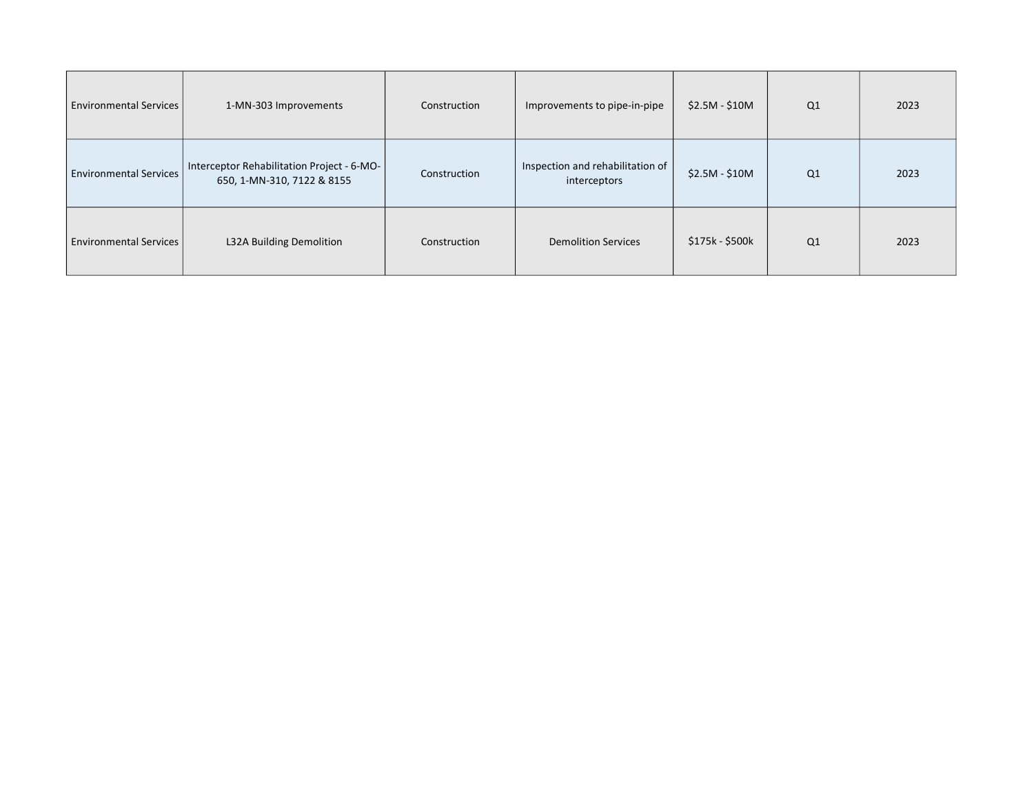| | | | | | | |
|---|---|---|---|---|---|---|
| Environmental Services | 1-MN-303 Improvements | Construction | Improvements to pipe-in-pipe | $2.5M - $10M | Q1 | 2023 |
| Environmental Services | Interceptor Rehabilitation Project - 6-MO-650, 1-MN-310, 7122 & 8155 | Construction | Inspection and rehabilitation of interceptors | $2.5M - $10M | Q1 | 2023 |
| Environmental Services | L32A Building Demolition | Construction | Demolition Services | $175k - $500k | Q1 | 2023 |